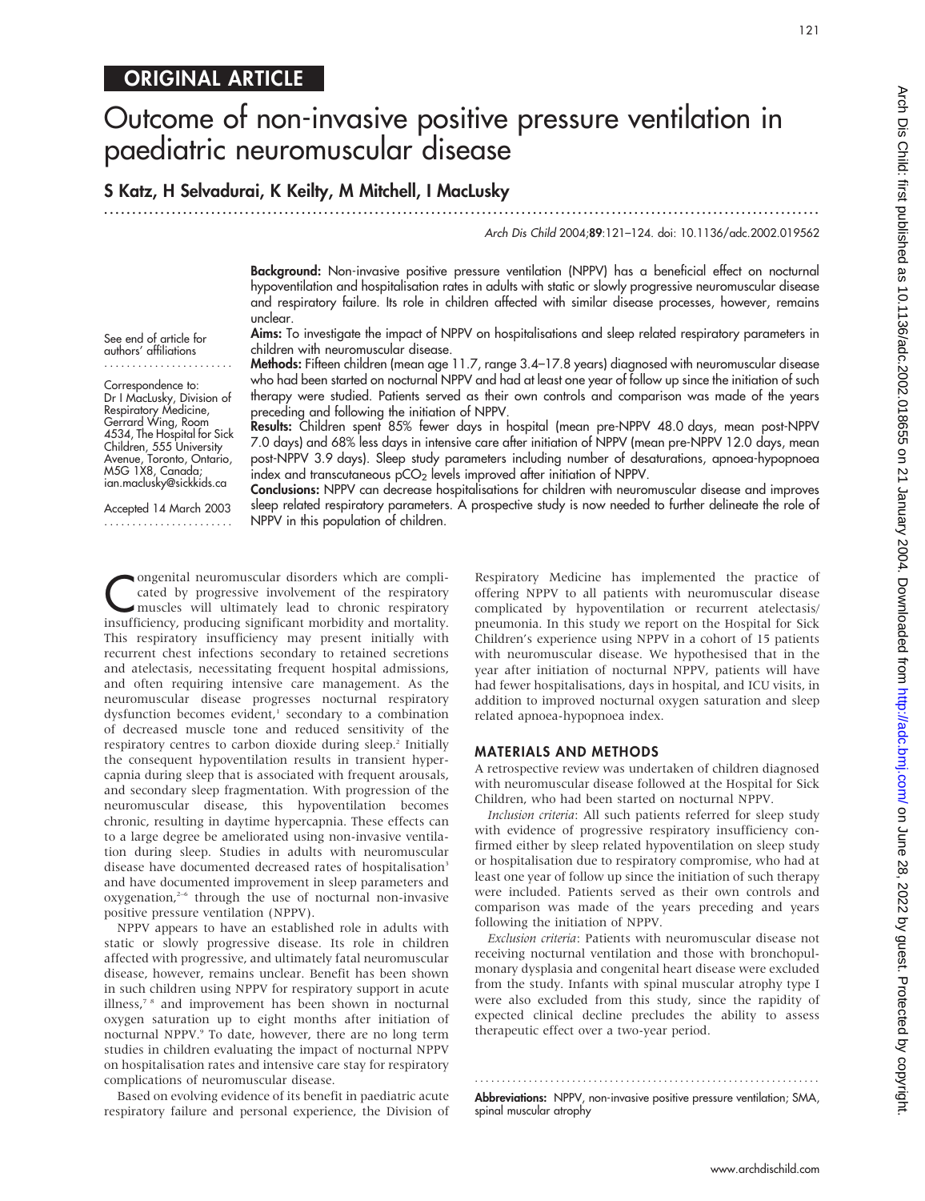ORIGINAL ARTICLE

# Outcome of non-invasive positive pressure ventilation in paediatric neuromuscular disease

**S Katz, H Selvadurai, K Keilty, M Mitchell, I MacLusky**

See end of article for authors' affiliations

Correspondence to: Dr I MacLusky, Division of Respiratory Medicine, Gerrard Wing, Room 4534, The Hospital for Sick Children, 555 University Avenue, Toronto, Ontario, M5G 1X8, Canada; ian.maclusky@sickkids.ca

Accepted 14 March 2003

**Background:** Non-invasive positive pressure ventilation (NPPV) has a beneficial effect on nocturnal hypoventilation and hospitalisation rates in adults with static or slowly progressive neuromuscular disease and respiratory failure. Its role in children affected with similar disease processes, however, remains unclear.

**Aims:** To investigate the impact of NPPV on hospitalisations and sleep related respiratory parameters in children with neuromuscular disease.

**Methods:** Fifteen children (mean age 11.7, range 3.4–17.8 years) diagnosed with neuromuscular disease who had been started on nocturnal NPPV and had at least one year of follow up since the initiation of such therapy were studied. Patients served as their own controls and comparison was made of the years preceding and following the initiation of NPPV.

**Results:** Children spent 85% fewer days in hospital (mean pre-NPPV 48.0 days, mean post-NPPV 7.0 days) and 68% less days in intensive care after initiation of NPPV (mean pre-NPPV 12.0 days, mean post-NPPV 3.9 days). Sleep study parameters including number of desaturations, apnoea-hypopnoea index and transcutaneous $pCO_2$ levels improved after initiation of NPPV.

**Conclusions:** NPPV can decrease hospitalisations for children with neuromuscular disease and improves sleep related respiratory parameters. A prospective study is now needed to further delineate the role of NPPV in this population of children.

Congenital neuromuscular disorders which are complicated by progressive involvement of the respiratory muscles will ultimately lead to chronic respiratory insufficiency, producing significant morbidity and mortality. This respiratory insufficiency may present initially with recurrent chest infections secondary to retained secretions and atelectasis, necessitating frequent hospital admissions, and often requiring intensive care management. As the neuromuscular disease progresses nocturnal respiratory dysfunction becomes evident,[1] secondary to a combination of decreased muscle tone and reduced sensitivity of the respiratory centres to carbon dioxide during sleep.[2] Initially the consequent hypoventilation results in transient hypercapnia during sleep that is associated with frequent arousals, and secondary sleep fragmentation. With progression of the neuromuscular disease, this hypoventilation becomes chronic, resulting in daytime hypercapnia. These effects can to a large degree be ameliorated using non-invasive ventilation during sleep. Studies in adults with neuromuscular disease have documented decreased rates of hospitalisation[3] and have documented improvement in sleep parameters and oxygenation,[2–6] through the use of nocturnal non-invasive positive pressure ventilation (NPPV).

NPPV appears to have an established role in adults with static or slowly progressive disease. Its role in children affected with progressive, and ultimately fatal neuromuscular disease, however, remains unclear. Benefit has been shown in such children using NPPV for respiratory support in acute illness,[7 8] and improvement has been shown in nocturnal oxygen saturation up to eight months after initiation of nocturnal NPPV.[9] To date, however, there are no long term studies in children evaluating the impact of nocturnal NPPV on hospitalisation rates and intensive care stay for respiratory complications of neuromuscular disease.

Based on evolving evidence of its benefit in paediatric acute respiratory failure and personal experience, the Division of Respiratory Medicine has implemented the practice of offering NPPV to all patients with neuromuscular disease complicated by hypoventilation or recurrent atelectasis/pneumonia. In this study we report on the Hospital for Sick Children's experience using NPPV in a cohort of 15 patients with neuromuscular disease. We hypothesised that in the year after initiation of nocturnal NPPV, patients will have had fewer hospitalisations, days in hospital, and ICU visits, in addition to improved nocturnal oxygen saturation and sleep related apnoea-hypopnoea index.

## MATERIALS AND METHODS

A retrospective review was undertaken of children diagnosed with neuromuscular disease followed at the Hospital for Sick Children, who had been started on nocturnal NPPV.

*Inclusion criteria*: All such patients referred for sleep study with evidence of progressive respiratory insufficiency confirmed either by sleep related hypoventilation on sleep study or hospitalisation due to respiratory compromise, who had at least one year of follow up since the initiation of such therapy were included. Patients served as their own controls and comparison was made of the years preceding and years following the initiation of NPPV.

*Exclusion criteria*: Patients with neuromuscular disease not receiving nocturnal ventilation and those with bronchopulmonary dysplasia and congenital heart disease were excluded from the study. Infants with spinal muscular atrophy type I were also excluded from this study, since the rapidity of expected clinical decline precludes the ability to assess therapeutic effect over a two-year period.

**Abbreviations:** NPPV, non-invasive positive pressure ventilation; SMA, spinal muscular atrophy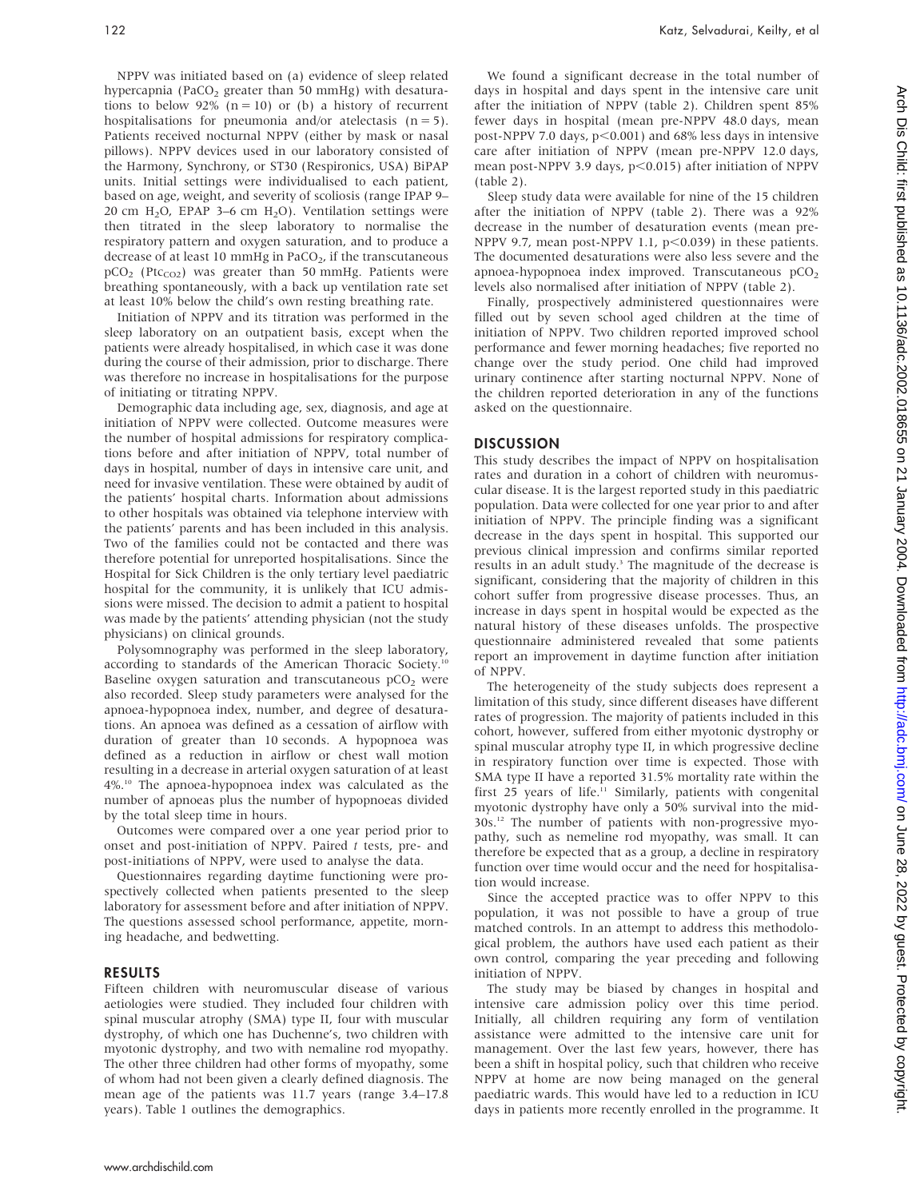NPPV was initiated based on (a) evidence of sleep related hypercapnia ($PaCO_2$ greater than 50 mmHg) with desaturations to below 92% (n = 10) or (b) a history of recurrent hospitalisations for pneumonia and/or atelectasis (n = 5). Patients received nocturnal NPPV (either by mask or nasal pillows). NPPV devices used in our laboratory consisted of the Harmony, Synchrony, or ST30 (Respironics, USA) BiPAP units. Initial settings were individualised to each patient, based on age, weight, and severity of scoliosis (range IPAP 9–20 cm $H_2O$, EPAP 3–6 cm $H_2O$). Ventilation settings were then titrated in the sleep laboratory to normalise the respiratory pattern and oxygen saturation, and to produce a decrease of at least 10 mmHg in $PaCO_2$, if the transcutaneous $pCO_2$ ($Ptc_{CO2}$) was greater than 50 mmHg. Patients were breathing spontaneously, with a back up ventilation rate set at least 10% below the child's own resting breathing rate.

Initiation of NPPV and its titration was performed in the sleep laboratory on an outpatient basis, except when the patients were already hospitalised, in which case it was done during the course of their admission, prior to discharge. There was therefore no increase in hospitalisations for the purpose of initiating or titrating NPPV.

Demographic data including age, sex, diagnosis, and age at initiation of NPPV were collected. Outcome measures were the number of hospital admissions for respiratory complications before and after initiation of NPPV, total number of days in hospital, number of days in intensive care unit, and need for invasive ventilation. These were obtained by audit of the patients' hospital charts. Information about admissions to other hospitals was obtained via telephone interview with the patients' parents and has been included in this analysis. Two of the families could not be contacted and there was therefore potential for unreported hospitalisations. Since the Hospital for Sick Children is the only tertiary level paediatric hospital for the community, it is unlikely that ICU admissions were missed. The decision to admit a patient to hospital was made by the patients' attending physician (not the study physicians) on clinical grounds.

Polysomnography was performed in the sleep laboratory, according to standards of the American Thoracic Society.[10] Baseline oxygen saturation and transcutaneous $pCO_2$ were also recorded. Sleep study parameters were analysed for the apnoea-hypopnoea index, number, and degree of desaturations. An apnoea was defined as a cessation of airflow with duration of greater than 10 seconds. A hypopnoea was defined as a reduction in airflow or chest wall motion resulting in a decrease in arterial oxygen saturation of at least 4%.[10] The apnoea-hypopnoea index was calculated as the number of apnoeas plus the number of hypopnoeas divided by the total sleep time in hours.

Outcomes were compared over a one year period prior to onset and post-initiation of NPPV. Paired *t* tests, pre- and post-initiations of NPPV, were used to analyse the data.

Questionnaires regarding daytime functioning were prospectively collected when patients presented to the sleep laboratory for assessment before and after initiation of NPPV. The questions assessed school performance, appetite, morning headache, and bedwetting.

## RESULTS

Fifteen children with neuromuscular disease of various aetiologies were studied. They included four children with spinal muscular atrophy (SMA) type II, four with muscular dystrophy, of which one has Duchenne's, two children with myotonic dystrophy, and two with nemaline rod myopathy. The other three children had other forms of myopathy, some of whom had not been given a clearly defined diagnosis. The mean age of the patients was 11.7 years (range 3.4–17.8 years). Table 1 outlines the demographics.

We found a significant decrease in the total number of days in hospital and days spent in the intensive care unit after the initiation of NPPV (table 2). Children spent 85% fewer days in hospital (mean pre-NPPV 48.0 days, mean post-NPPV 7.0 days, $p<0.001$) and 68% less days in intensive care after initiation of NPPV (mean pre-NPPV 12.0 days, mean post-NPPV 3.9 days, $p<0.015$) after initiation of NPPV (table 2).

Sleep study data were available for nine of the 15 children after the initiation of NPPV (table 2). There was a 92% decrease in the number of desaturation events (mean pre-NPPV 9.7, mean post-NPPV 1.1, $p<0.039$) in these patients. The documented desaturations were also less severe and the apnoea-hypopnoea index improved. Transcutaneous $pCO_2$ levels also normalised after initiation of NPPV (table 2).

Finally, prospectively administered questionnaires were filled out by seven school aged children at the time of initiation of NPPV. Two children reported improved school performance and fewer morning headaches; five reported no change over the study period. One child had improved urinary continence after starting nocturnal NPPV. None of the children reported deterioration in any of the functions asked on the questionnaire.

## DISCUSSION

This study describes the impact of NPPV on hospitalisation rates and duration in a cohort of children with neuromuscular disease. It is the largest reported study in this paediatric population. Data were collected for one year prior to and after initiation of NPPV. The principle finding was a significant decrease in the days spent in hospital. This supported our previous clinical impression and confirms similar reported results in an adult study.[3] The magnitude of the decrease is significant, considering that the majority of children in this cohort suffer from progressive disease processes. Thus, an increase in days spent in hospital would be expected as the natural history of these diseases unfolds. The prospective questionnaire administered revealed that some patients report an improvement in daytime function after initiation of NPPV.

The heterogeneity of the study subjects does represent a limitation of this study, since different diseases have different rates of progression. The majority of patients included in this cohort, however, suffered from either myotonic dystrophy or spinal muscular atrophy type II, in which progressive decline in respiratory function over time is expected. Those with SMA type II have a reported 31.5% mortality rate within the first 25 years of life.[11] Similarly, patients with congenital myotonic dystrophy have only a 50% survival into the mid-30s.[12] The number of patients with non-progressive myopathy, such as nemeline rod myopathy, was small. It can therefore be expected that as a group, a decline in respiratory function over time would occur and the need for hospitalisation would increase.

Since the accepted practice was to offer NPPV to this population, it was not possible to have a group of true matched controls. In an attempt to address this methodological problem, the authors have used each patient as their own control, comparing the year preceding and following initiation of NPPV.

The study may be biased by changes in hospital and intensive care admission policy over this time period. Initially, all children requiring any form of ventilation assistance were admitted to the intensive care unit for management. Over the last few years, however, there has been a shift in hospital policy, such that children who receive NPPV at home are now being managed on the general paediatric wards. This would have led to a reduction in ICU days in patients more recently enrolled in the programme. It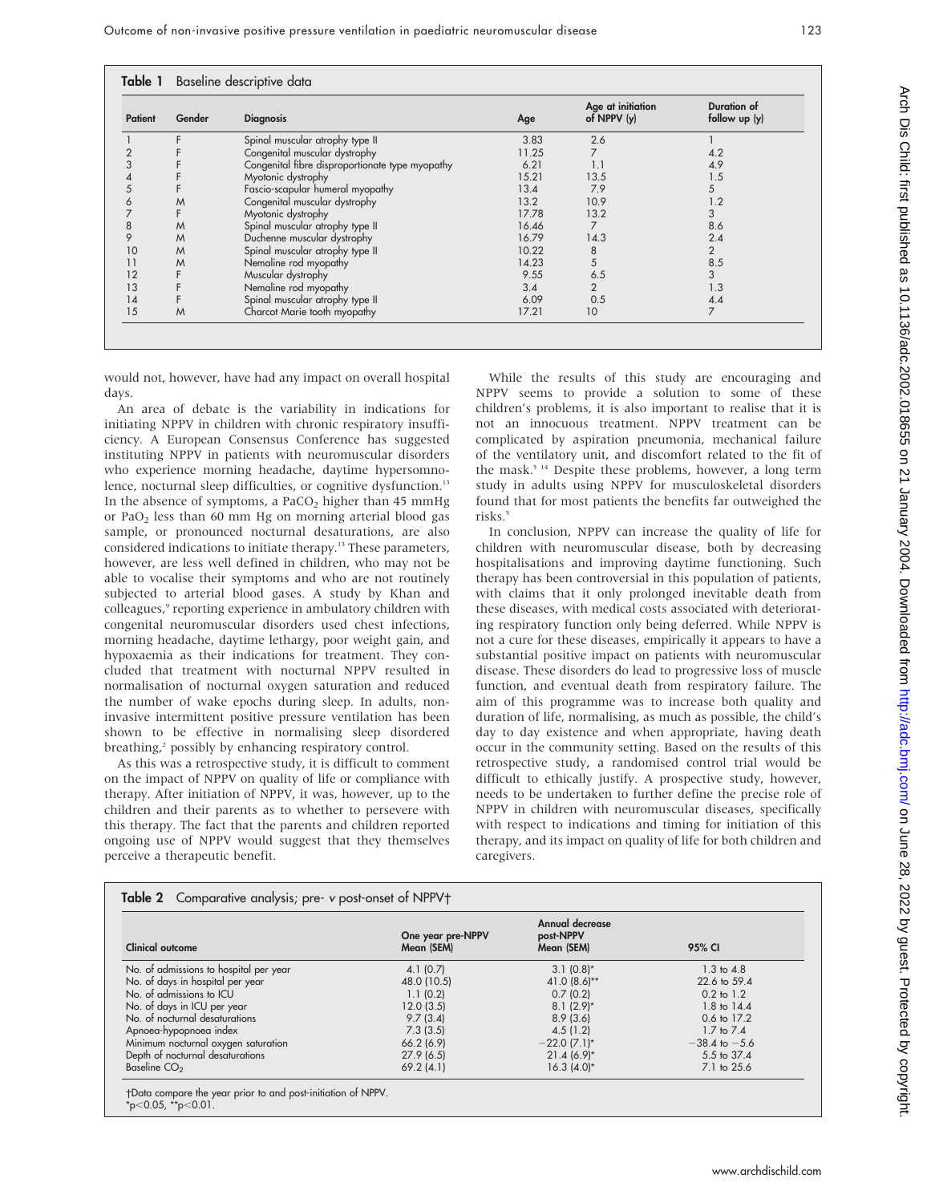**Table 1** Baseline descriptive data

| Patient | Gender | Diagnosis | Age | Age at initiation of NPPV (y) | Duration of follow up (y) |
|---|---|---|---|---|---|
| 1 | F | Spinal muscular atrophy type II | 3.83 | 2.6 | 1 |
| 2 | F | Congenital muscular dystrophy | 11.25 | 7 | 4.2 |
| 3 | F | Congenital fibre disproportionate type myopathy | 6.21 | 1.1 | 4.9 |
| 4 | F | Myotonic dystrophy | 15.21 | 13.5 | 1.5 |
| 5 | F | Fascio-scapular humeral myopathy | 13.4 | 7.9 | 5 |
| 6 | M | Congenital muscular dystrophy | 13.2 | 10.9 | 1.2 |
| 7 | F | Myotonic dystrophy | 17.78 | 13.2 | 3 |
| 8 | M | Spinal muscular atrophy type II | 16.46 | 7 | 8.6 |
| 9 | M | Duchenne muscular dystrophy | 16.79 | 14.3 | 2.4 |
| 10 | M | Spinal muscular atrophy type II | 10.22 | 8 | 2 |
| 11 | M | Nemaline rod myopathy | 14.23 | 5 | 8.5 |
| 12 | F | Muscular dystrophy | 9.55 | 6.5 | 3 |
| 13 | F | Nemaline rod myopathy | 3.4 | 2 | 1.3 |
| 14 | F | Spinal muscular atrophy type II | 6.09 | 0.5 | 4.4 |
| 15 | M | Charcot Marie tooth myopathy | 17.21 | 10 | 7 |

would not, however, have had any impact on overall hospital days.

An area of debate is the variability in indications for initiating NPPV in children with chronic respiratory insufficiency. A European Consensus Conference has suggested instituting NPPV in patients with neuromuscular disorders who experience morning headache, daytime hypersomnolence, nocturnal sleep difficulties, or cognitive dysfunction.[13] In the absence of symptoms, a $PaCO_2$ higher than 45 mmHg or $PaO_2$ less than 60 mm Hg on morning arterial blood gas sample, or pronounced nocturnal desaturations, are also considered indications to initiate therapy.[13] These parameters, however, are less well defined in children, who may not be able to vocalise their symptoms and who are not routinely subjected to arterial blood gases. A study by Khan and colleagues,[9] reporting experience in ambulatory children with congenital neuromuscular disorders used chest infections, morning headache, daytime lethargy, poor weight gain, and hypoxaemia as their indications for treatment. They concluded that treatment with nocturnal NPPV resulted in normalisation of nocturnal oxygen saturation and reduced the number of wake epochs during sleep. In adults, non-invasive intermittent positive pressure ventilation has been shown to be effective in normalising sleep disordered breathing,[2] possibly by enhancing respiratory control.

As this was a retrospective study, it is difficult to comment on the impact of NPPV on quality of life or compliance with therapy. After initiation of NPPV, it was, however, up to the children and their parents as to whether to persevere with this therapy. The fact that the parents and children reported ongoing use of NPPV would suggest that they themselves perceive a therapeutic benefit.

While the results of this study are encouraging and NPPV seems to provide a solution to some of these children's problems, it is also important to realise that it is not an innocuous treatment. NPPV treatment can be complicated by aspiration pneumonia, mechanical failure of the ventilatory unit, and discomfort related to the fit of the mask.[5,14] Despite these problems, however, a long term study in adults using NPPV for musculoskeletal disorders found that for most patients the benefits far outweighed the risks.[5]

In conclusion, NPPV can increase the quality of life for children with neuromuscular disease, both by decreasing hospitalisations and improving daytime functioning. Such therapy has been controversial in this population of patients, with claims that it only prolonged inevitable death from these diseases, with medical costs associated with deteriorating respiratory function only being deferred. While NPPV is not a cure for these diseases, empirically it appears to have a substantial positive impact on patients with neuromuscular disease. These disorders do lead to progressive loss of muscle function, and eventual death from respiratory failure. The aim of this programme was to increase both quality and duration of life, normalising, as much as possible, the child's day to day existence and when appropriate, having death occur in the community setting. Based on the results of this retrospective study, a randomised control trial would be difficult to ethically justify. A prospective study, however, needs to be undertaken to further define the precise role of NPPV in children with neuromuscular diseases, specifically with respect to indications and timing for initiation of this therapy, and its impact on quality of life for both children and caregivers.

**Table 2** Comparative analysis; pre- *v* post-onset of NPPV†

| Clinical outcome | One year pre-NPPV Mean (SEM) | Annual decrease post-NPPV Mean (SEM) | 95% CI |
|---|---|---|---|
| No. of admissions to hospital per year | 4.1 (0.7) | 3.1 (0.8)* | 1.3 to 4.8 |
| No. of days in hospital per year | 48.0 (10.5) | 41.0 (8.6)** | 22.6 to 59.4 |
| No. of admissions to ICU | 1.1 (0.2) | 0.7 (0.2) | 0.2 to 1.2 |
| No. of days in ICU per year | 12.0 (3.5) | 8.1 (2.9)* | 1.8 to 14.4 |
| No. of nocturnal desaturations | 9.7 (3.4) | 8.9 (3.6) | 0.6 to 17.2 |
| Apnoea-hypopnoea index | 7.3 (3.5) | 4.5 (1.2) | 1.7 to 7.4 |
| Minimum nocturnal oxygen saturation | 66.2 (6.9) | −22.0 (7.1)* | −38.4 to −5.6 |
| Depth of nocturnal desaturations | 27.9 (6.5) | 21.4 (6.9)* | 5.5 to 37.4 |
| Baseline $CO_2$ | 69.2 (4.1) | 16.3 (4.0)* | 7.1 to 25.6 |

†Data compare the year prior to and post-initiation of NPPV.
*$p<0.05$, **$p<0.01$.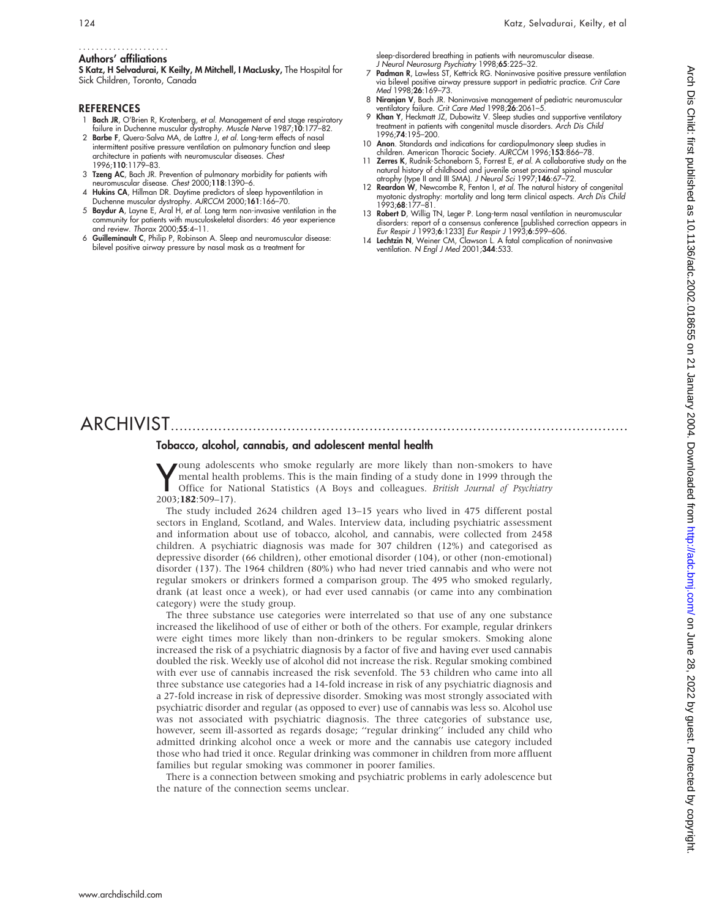## Authors' affiliations

**S Katz, H Selvadurai, K Keilty, M Mitchell, I MacLusky,** The Hospital for Sick Children, Toronto, Canada

## REFERENCES

1. **Bach JR**, O'Brien R, Krotenberg, *et al.* Management of end stage respiratory failure in Duchenne muscular dystrophy. *Muscle Nerve* 1987;**10**:177–82.
2. **Barbe F**, Quera-Salva MA, de Lattre J, *et al.* Long-term effects of nasal intermittent positive pressure ventilation on pulmonary function and sleep architecture in patients with neuromuscular diseases. *Chest* 1996;**110**:1179–83.
3. **Tzeng AC**, Bach JR. Prevention of pulmonary morbidity for patients with neuromuscular disease. *Chest* 2000;**118**:1390–6.
4. **Hukins CA**, Hillman DR. Daytime predictors of sleep hypoventilation in Duchenne muscular dystrophy. *AJRCCM* 2000;**161**:166–70.
5. **Baydur A**, Layne E, Aral H, *et al.* Long term non-invasive ventilation in the community for patients with musculoskeletal disorders: 46 year experience and review. *Thorax* 2000;**55**:4–11.
6. **Guilleminault C**, Philip P, Robinson A. Sleep and neuromuscular disease: bilevel positive airway pressure by nasal mask as a treatment for sleep-disordered breathing in patients with neuromuscular disease. *J Neurol Neurosurg Psychiatry* 1998;**65**:225–32.
7. **Padman R**, Lawless ST, Kettrick RG. Noninvasive positive pressure ventilation via bilevel positive airway pressure support in pediatric practice. *Crit Care Med* 1998;**26**:169–73.
8. **Niranjan V**, Bach JR. Noninvasive management of pediatric neuromuscular ventilatory failure. *Crit Care Med* 1998;**26**:2061–5.
9. **Khan Y**, Heckmatt JZ, Dubowitz V. Sleep studies and supportive ventilatory treatment in patients with congenital muscle disorders. *Arch Dis Child* 1996;**74**:195–200.
10. **Anon**. Standards and indications for cardiopulmonary sleep studies in children. American Thoracic Society. *AJRCCM* 1996;**153**:866–78.
11. **Zerres K**, Rudnik-Schoneborn S, Forrest E, *et al.* A collaborative study on the natural history of childhood and juvenile onset proximal spinal muscular atrophy (type II and III SMA). *J Neurol Sci* 1997;**146**:67–72.
12. **Reardon W**, Newcombe R, Fenton I, *et al.* The natural history of congenital myotonic dystrophy: mortality and long term clinical aspects. *Arch Dis Child* 1993;**68**:177–81.
13. **Robert D**, Willig TN, Leger P. Long-term nasal ventilation in neuromuscular disorders: report of a consensus conference [published correction appears in *Eur Respir J* 1993;**6**:1233] *Eur Respir J* 1993;**6**:599–606.
14. **Lechtzin N**, Weiner CM, Clawson L. A fatal complication of noninvasive ventilation. *N Engl J Med* 2001;**344**:533.

# ARCHIVIST

## Tobacco, alcohol, cannabis, and adolescent mental health

Young adolescents who smoke regularly are more likely than non-smokers to have mental health problems. This is the main finding of a study done in 1999 through the Office for National Statistics (A Boys and colleagues. *British Journal of Psychiatry* 2003;**182**:509–17).

The study included 2624 children aged 13–15 years who lived in 475 different postal sectors in England, Scotland, and Wales. Interview data, including psychiatric assessment and information about use of tobacco, alcohol, and cannabis, were collected from 2458 children. A psychiatric diagnosis was made for 307 children (12%) and categorised as depressive disorder (66 children), other emotional disorder (104), or other (non-emotional) disorder (137). The 1964 children (80%) who had never tried cannabis and who were not regular smokers or drinkers formed a comparison group. The 495 who smoked regularly, drank (at least once a week), or had ever used cannabis (or came into any combination category) were the study group.

The three substance use categories were interrelated so that use of any one substance increased the likelihood of use of either or both of the others. For example, regular drinkers were eight times more likely than non-drinkers to be regular smokers. Smoking alone increased the risk of a psychiatric diagnosis by a factor of five and having ever used cannabis doubled the risk. Weekly use of alcohol did not increase the risk. Regular smoking combined with ever use of cannabis increased the risk sevenfold. The 53 children who came into all three substance use categories had a 14-fold increase in risk of any psychiatric diagnosis and a 27-fold increase in risk of depressive disorder. Smoking was most strongly associated with psychiatric disorder and regular (as opposed to ever) use of cannabis was less so. Alcohol use was not associated with psychiatric diagnosis. The three categories of substance use, however, seem ill-assorted as regards dosage; "regular drinking" included any child who admitted drinking alcohol once a week or more and the cannabis use category included those who had tried it once. Regular drinking was commoner in children from more affluent families but regular smoking was commoner in poorer families.

There is a connection between smoking and psychiatric problems in early adolescence but the nature of the connection seems unclear.